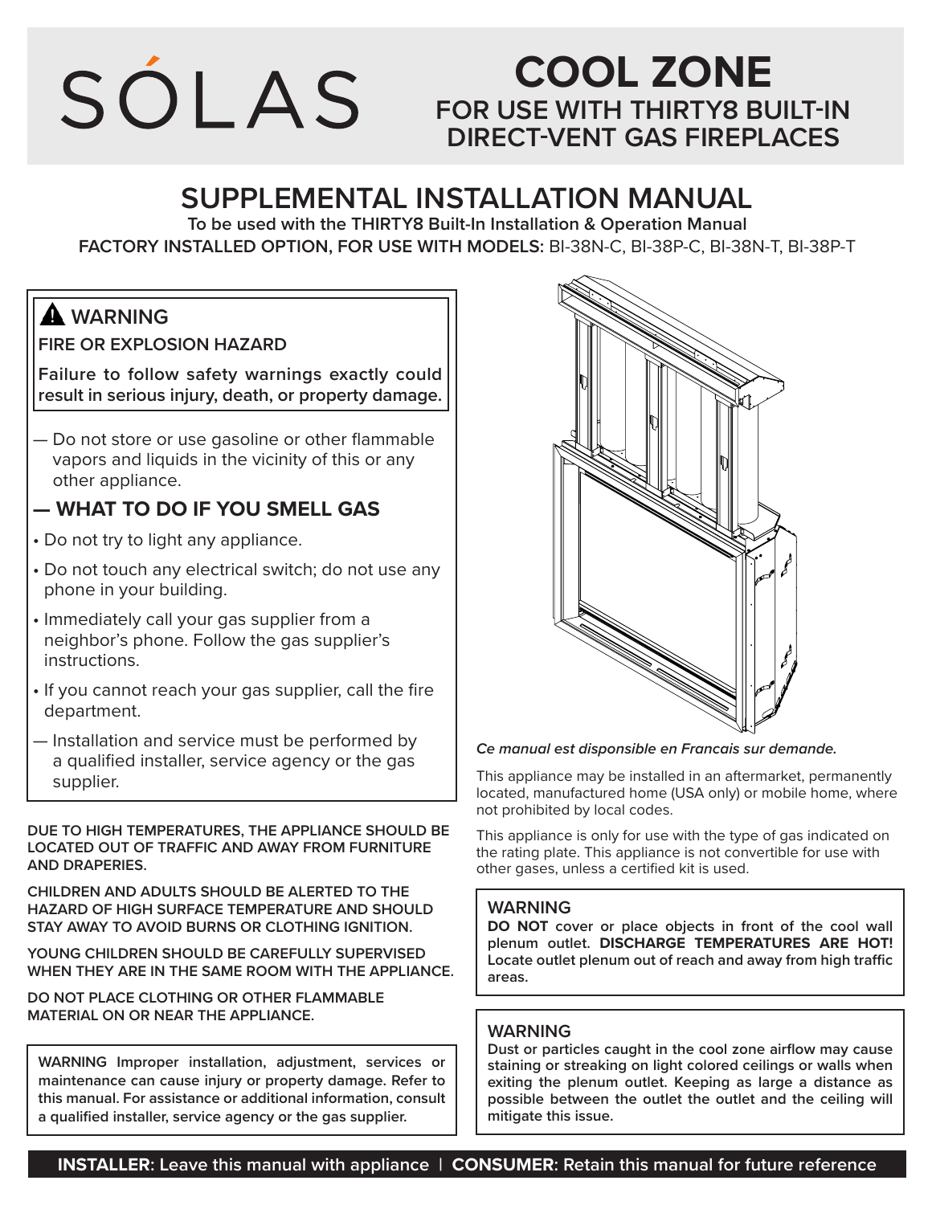# SÓLAS

# COOL ZONE

## FOR USE WITH THIRTY8 BUILT-IN DIRECT-VENT GAS FIREPLACES

# SUPPLEMENTAL INSTALLATION MANUAL

**To be used with the THIRTY8 Built-In Installation & Operation Manual**

**FACTORY INSTALLED OPTION, FOR USE WITH MODELS:** BI-38N-C, BI-38P-C, BI-38N-T, BI-38P-T

### ⚠ WARNING

**FIRE OR EXPLOSION HAZARD**

**Failure to follow safety warnings exactly could result in serious injury, death, or property damage.**

— Do not store or use gasoline or other flammable vapors and liquids in the vicinity of this or any other appliance.

**— WHAT TO DO IF YOU SMELL GAS**

- Do not try to light any appliance.
- Do not touch any electrical switch; do not use any phone in your building.
- Immediately call your gas supplier from a neighbor's phone. Follow the gas supplier's instructions.
- If you cannot reach your gas supplier, call the fire department.

— Installation and service must be performed by a qualified installer, service agency or the gas supplier.

**DUE TO HIGH TEMPERATURES, THE APPLIANCE SHOULD BE LOCATED OUT OF TRAFFIC AND AWAY FROM FURNITURE AND DRAPERIES.**

**CHILDREN AND ADULTS SHOULD BE ALERTED TO THE HAZARD OF HIGH SURFACE TEMPERATURE AND SHOULD STAY AWAY TO AVOID BURNS OR CLOTHING IGNITION.**

**YOUNG CHILDREN SHOULD BE CAREFULLY SUPERVISED WHEN THEY ARE IN THE SAME ROOM WITH THE APPLIANCE.**

**DO NOT PLACE CLOTHING OR OTHER FLAMMABLE MATERIAL ON OR NEAR THE APPLIANCE.**

**WARNING Improper installation, adjustment, services or maintenance can cause injury or property damage. Refer to this manual. For assistance or additional information, consult a qualified installer, service agency or the gas supplier.**

***Ce manual est disponsible en Francais sur demande.***

This appliance may be installed in an aftermarket, permanently located, manufactured home (USA only) or mobile home, where not prohibited by local codes.

This appliance is only for use with the type of gas indicated on the rating plate. This appliance is not convertible for use with other gases, unless a certified kit is used.

### WARNING

**DO NOT** cover or place objects in front of the cool wall plenum outlet. **DISCHARGE TEMPERATURES ARE HOT!** Locate outlet plenum out of reach and away from high traffic areas.

### WARNING

**Dust or particles caught in the cool zone airflow may cause staining or streaking on light colored ceilings or walls when exiting the plenum outlet. Keeping as large a distance as possible between the outlet the outlet and the ceiling will mitigate this issue.**

**INSTALLER**: Leave this manual with appliance | **CONSUMER**: Retain this manual for future reference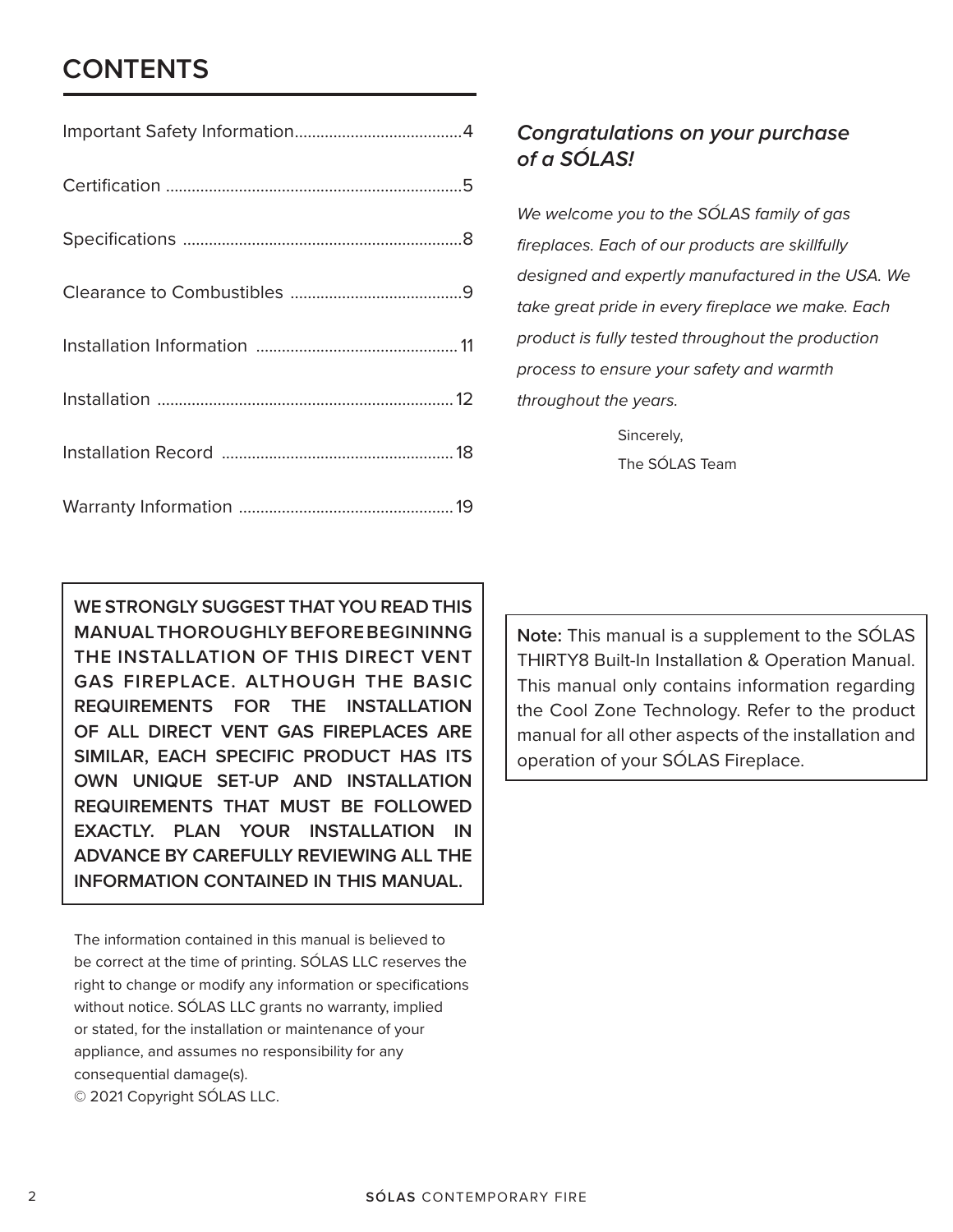# CONTENTS

| | |
|---|---|
| Important Safety Information | 4 |
| Certification | 5 |
| Specifications | 8 |
| Clearance to Combustibles | 9 |
| Installation Information | 11 |
| Installation | 12 |
| Installation Record | 18 |
| Warranty Information | 19 |

***Congratulations on your purchase of a SÓLAS!***

*We welcome you to the SÓLAS family of gas fireplaces. Each of our products are skillfully designed and expertly manufactured in the USA. We take great pride in every fireplace we make. Each product is fully tested throughout the production process to ensure your safety and warmth throughout the years.*

Sincerely,
The SÓLAS Team

**WE STRONGLY SUGGEST THAT YOU READ THIS MANUAL THOROUGHLY BEFORE BEGININNG THE INSTALLATION OF THIS DIRECT VENT GAS FIREPLACE. ALTHOUGH THE BASIC REQUIREMENTS FOR THE INSTALLATION OF ALL DIRECT VENT GAS FIREPLACES ARE SIMILAR, EACH SPECIFIC PRODUCT HAS ITS OWN UNIQUE SET-UP AND INSTALLATION REQUIREMENTS THAT MUST BE FOLLOWED EXACTLY. PLAN YOUR INSTALLATION IN ADVANCE BY CAREFULLY REVIEWING ALL THE INFORMATION CONTAINED IN THIS MANUAL.**

**Note:** This manual is a supplement to the SÓLAS THIRTY8 Built-In Installation & Operation Manual. This manual only contains information regarding the Cool Zone Technology. Refer to the product manual for all other aspects of the installation and operation of your SÓLAS Fireplace.

The information contained in this manual is believed to be correct at the time of printing. SÓLAS LLC reserves the right to change or modify any information or specifications without notice. SÓLAS LLC grants no warranty, implied or stated, for the installation or maintenance of your appliance, and assumes no responsibility for any consequential damage(s).
© 2021 Copyright SÓLAS LLC.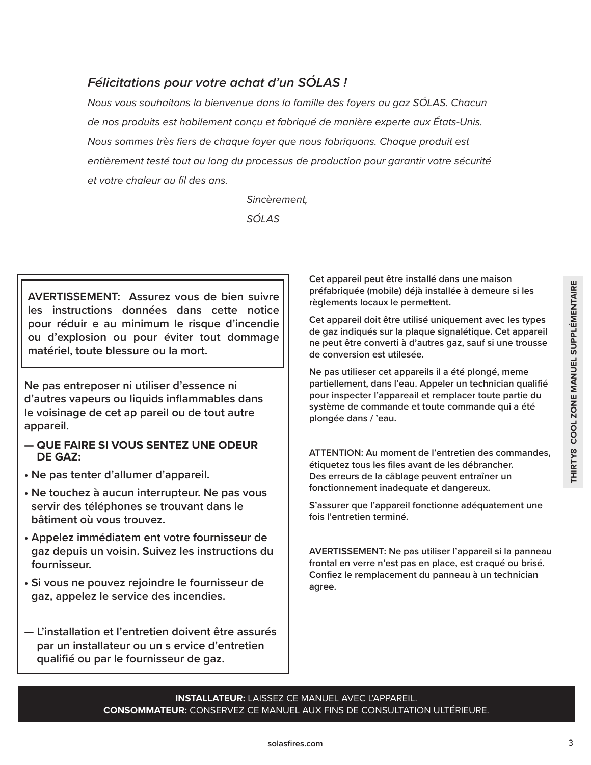*Félicitations pour votre achat d'un SÓLAS !*

*Nous vous souhaitons la bienvenue dans la famille des foyers au gaz SÓLAS. Chacun de nos produits est habilement conçu et fabriqué de manière experte aux États-Unis. Nous sommes très fiers de chaque foyer que nous fabriquons. Chaque produit est entièrement testé tout au long du processus de production pour garantir votre sécurité et votre chaleur au fil des ans.*

*Sincèrement,*

*SÓLAS*

**AVERTISSEMENT: Assurez vous de bien suivre les instructions données dans cette notice pour réduir e au minimum le risque d'incendie ou d'explosion ou pour éviter tout dommage matériel, toute blessure ou la mort.**

**Ne pas entreposer ni utiliser d'essence ni d'autres vapeurs ou liquids inflammables dans le voisinage de cet ap pareil ou de tout autre appareil.**

**— QUE FAIRE SI VOUS SENTEZ UNE ODEUR DE GAZ:**

- **Ne pas tenter d'allumer d'appareil.**
- **Ne touchez à aucun interrupteur. Ne pas vous servir des téléphones se trouvant dans le bâtiment où vous trouvez.**
- **Appelez immédiatem ent votre fournisseur de gaz depuis un voisin. Suivez les instructions du fournisseur.**
- **Si vous ne pouvez rejoindre le fournisseur de gaz, appelez le service des incendies.**

**— L'installation et l'entretien doivent être assurés par un installateur ou un s ervice d'entretien qualifié ou par le fournisseur de gaz.**

**Cet appareil peut être installé dans une maison préfabriquée (mobile) déjà installée à demeure si les règlements locaux le permettent.**

**Cet appareil doit être utilisé uniquement avec les types de gaz indiqués sur la plaque signalétique. Cet appareil ne peut être converti à d'autres gaz, sauf si une trousse de conversion est utilesée.**

**Ne pas utilieser cet appareils il a été plongé, meme partiellement, dans l'eau. Appeler un technician qualifié pour inspecter l'appareail et remplacer toute partie du système de commande et toute commande qui a été plongée dans / 'eau.**

**ATTENTION: Au moment de l'entretien des commandes, étiquetez tous les files avant de les débrancher. Des erreurs de la câblage peuvent entraîner un fonctionnement inadequate et dangereux.**

**S'assurer que l'appareil fonctionne adéquatement une fois l'entretien terminé.**

**AVERTISSEMENT: Ne pas utiliser l'appareil si la panneau frontal en verre n'est pas en place, est craqué ou brisé. Confiez le remplacement du panneau à un technician agree.**

**INSTALLATEUR:** LAISSEZ CE MANUEL AVEC L'APPAREIL.
**CONSOMMATEUR:** CONSERVEZ CE MANUEL AUX FINS DE CONSULTATION ULTÉRIEURE.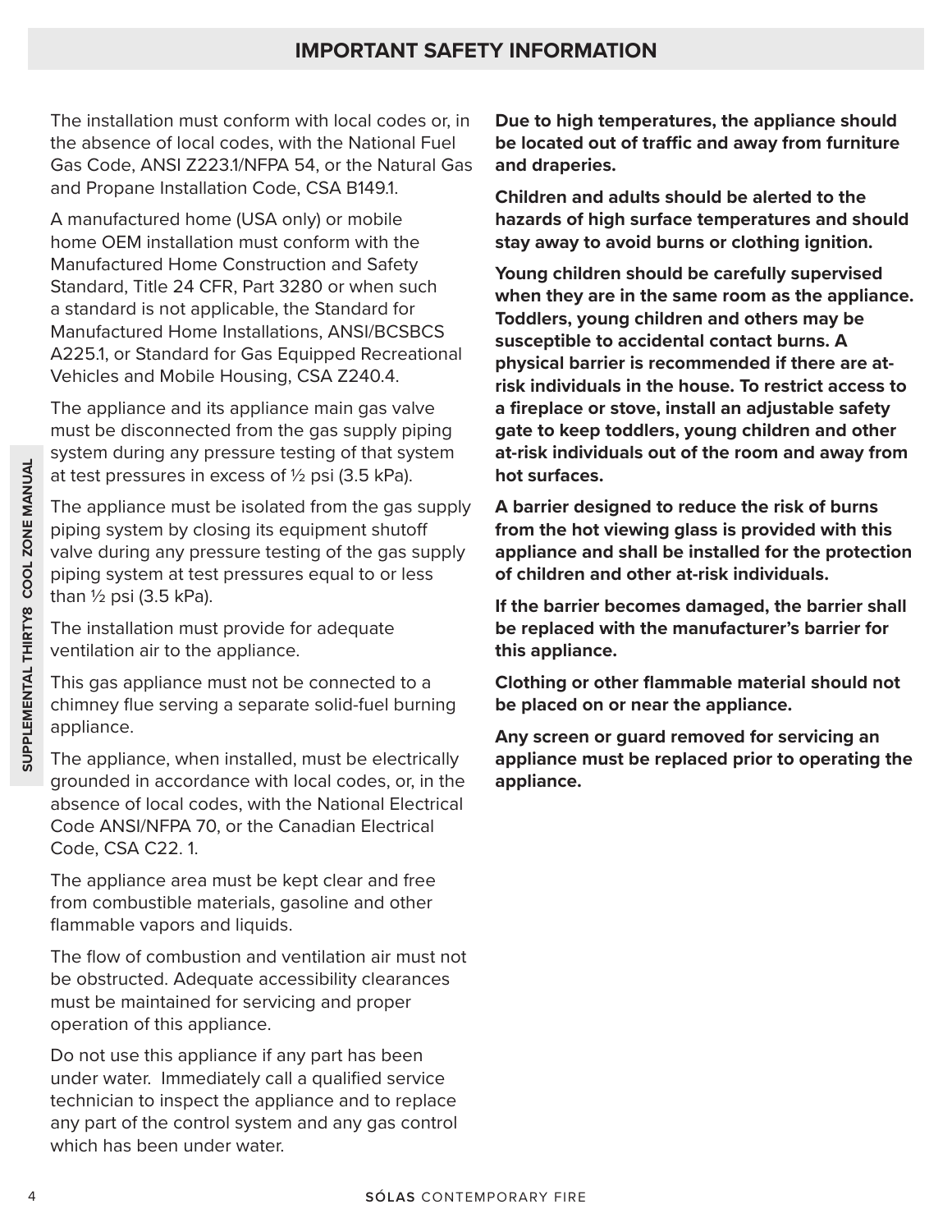## IMPORTANT SAFETY INFORMATION

The installation must conform with local codes or, in the absence of local codes, with the National Fuel Gas Code, ANSI Z223.1/NFPA 54, or the Natural Gas and Propane Installation Code, CSA B149.1.

A manufactured home (USA only) or mobile home OEM installation must conform with the Manufactured Home Construction and Safety Standard, Title 24 CFR, Part 3280 or when such a standard is not applicable, the Standard for Manufactured Home Installations, ANSI/BCSBCS A225.1, or Standard for Gas Equipped Recreational Vehicles and Mobile Housing, CSA Z240.4.

The appliance and its appliance main gas valve must be disconnected from the gas supply piping system during any pressure testing of that system at test pressures in excess of ½ psi (3.5 kPa).

The appliance must be isolated from the gas supply piping system by closing its equipment shutoff valve during any pressure testing of the gas supply piping system at test pressures equal to or less than ½ psi (3.5 kPa).

The installation must provide for adequate ventilation air to the appliance.

This gas appliance must not be connected to a chimney flue serving a separate solid-fuel burning appliance.

The appliance, when installed, must be electrically grounded in accordance with local codes, or, in the absence of local codes, with the National Electrical Code ANSI/NFPA 70, or the Canadian Electrical Code, CSA C22. 1.

The appliance area must be kept clear and free from combustible materials, gasoline and other flammable vapors and liquids.

The flow of combustion and ventilation air must not be obstructed. Adequate accessibility clearances must be maintained for servicing and proper operation of this appliance.

Do not use this appliance if any part has been under water. Immediately call a qualified service technician to inspect the appliance and to replace any part of the control system and any gas control which has been under water.

**Due to high temperatures, the appliance should be located out of traffic and away from furniture and draperies.**

**Children and adults should be alerted to the hazards of high surface temperatures and should stay away to avoid burns or clothing ignition.**

**Young children should be carefully supervised when they are in the same room as the appliance. Toddlers, young children and others may be susceptible to accidental contact burns. A physical barrier is recommended if there are at-risk individuals in the house. To restrict access to a fireplace or stove, install an adjustable safety gate to keep toddlers, young children and other at-risk individuals out of the room and away from hot surfaces.**

**A barrier designed to reduce the risk of burns from the hot viewing glass is provided with this appliance and shall be installed for the protection of children and other at-risk individuals.**

**If the barrier becomes damaged, the barrier shall be replaced with the manufacturer's barrier for this appliance.**

**Clothing or other flammable material should not be placed on or near the appliance.**

**Any screen or guard removed for servicing an appliance must be replaced prior to operating the appliance.**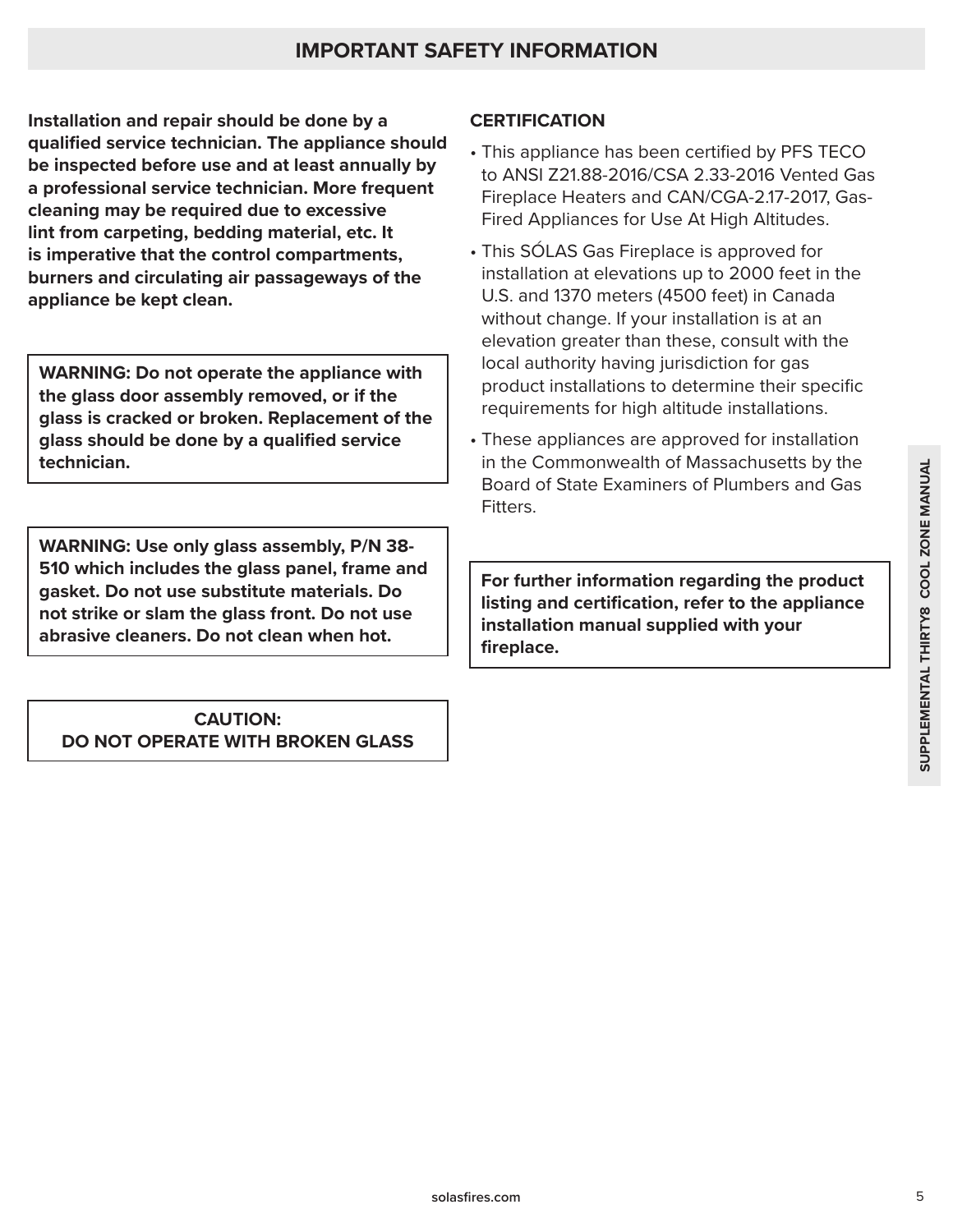## IMPORTANT SAFETY INFORMATION

**Installation and repair should be done by a qualified service technician. The appliance should be inspected before use and at least annually by a professional service technician. More frequent cleaning may be required due to excessive lint from carpeting, bedding material, etc. It is imperative that the control compartments, burners and circulating air passageways of the appliance be kept clean.**

**WARNING: Do not operate the appliance with the glass door assembly removed, or if the glass is cracked or broken. Replacement of the glass should be done by a qualified service technician.**

**WARNING: Use only glass assembly, P/N 38-510 which includes the glass panel, frame and gasket. Do not use substitute materials. Do not strike or slam the glass front. Do not use abrasive cleaners. Do not clean when hot.**

**CAUTION:
DO NOT OPERATE WITH BROKEN GLASS**

### CERTIFICATION

- This appliance has been certified by PFS TECO to ANSI Z21.88-2016/CSA 2.33-2016 Vented Gas Fireplace Heaters and CAN/CGA-2.17-2017, Gas-Fired Appliances for Use At High Altitudes.
- This SÓLAS Gas Fireplace is approved for installation at elevations up to 2000 feet in the U.S. and 1370 meters (4500 feet) in Canada without change. If your installation is at an elevation greater than these, consult with the local authority having jurisdiction for gas product installations to determine their specific requirements for high altitude installations.
- These appliances are approved for installation in the Commonwealth of Massachusetts by the Board of State Examiners of Plumbers and Gas Fitters.

**For further information regarding the product listing and certification, refer to the appliance installation manual supplied with your fireplace.**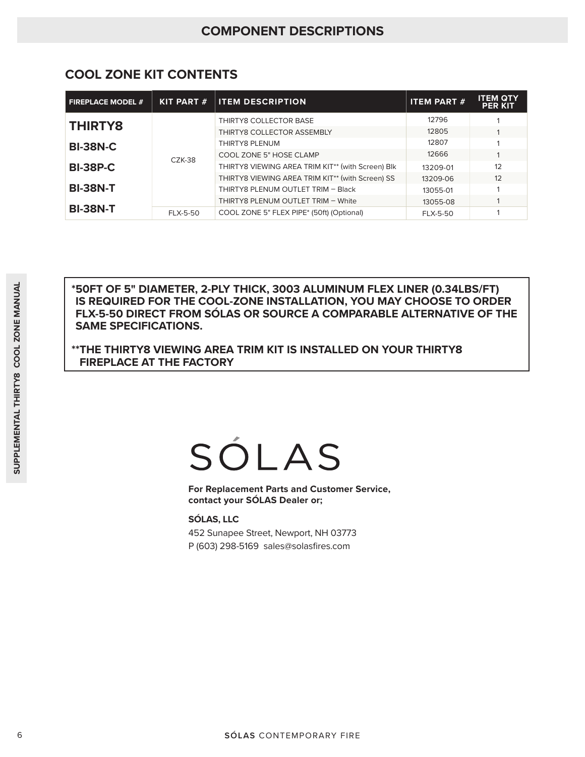# COMPONENT DESCRIPTIONS

## COOL ZONE KIT CONTENTS

| FIREPLACE MODEL # | KIT PART # | ITEM DESCRIPTION | ITEM PART # | ITEM QTY PER KIT |
|---|---|---|---|---|
| **THIRTY8** | CZK-38 | THIRTY8 COLLECTOR BASE | 12796 | 1 |
| | | THIRTY8 COLLECTOR ASSEMBLY | 12805 | 1 |
| **BI-38N-C** | | THIRTY8 PLENUM | 12807 | 1 |
| | | COOL ZONE 5" HOSE CLAMP | 12666 | 1 |
| **BI-38P-C** | | THIRTY8 VIEWING AREA TRIM KIT** (with Screen) Blk | 13209-01 | 12 |
| | | THIRTY8 VIEWING AREA TRIM KIT** (with Screen) SS | 13209-06 | 12 |
| **BI-38N-T** | | THIRTY8 PLENUM OUTLET TRIM – Black | 13055-01 | 1 |
| | | THIRTY8 PLENUM OUTLET TRIM – White | 13055-08 | 1 |
| **BI-38N-T** | FLX-5-50 | COOL ZONE 5" FLEX PIPE* (50ft) (Optional) | FLX-5-50 | 1 |

**\*50FT OF 5" DIAMETER, 2-PLY THICK, 3003 ALUMINUM FLEX LINER (0.34LBS/FT) IS REQUIRED FOR THE COOL-ZONE INSTALLATION, YOU MAY CHOOSE TO ORDER FLX-5-50 DIRECT FROM SÓLAS OR SOURCE A COMPARABLE ALTERNATIVE OF THE SAME SPECIFICATIONS.**

**\*\*THE THIRTY8 VIEWING AREA TRIM KIT IS INSTALLED ON YOUR THIRTY8 FIREPLACE AT THE FACTORY**

SÓLAS

**For Replacement Parts and Customer Service, contact your SÓLAS Dealer or;**

**SÓLAS, LLC**

452 Sunapee Street, Newport, NH 03773

P (603) 298-5169 sales@solasfires.com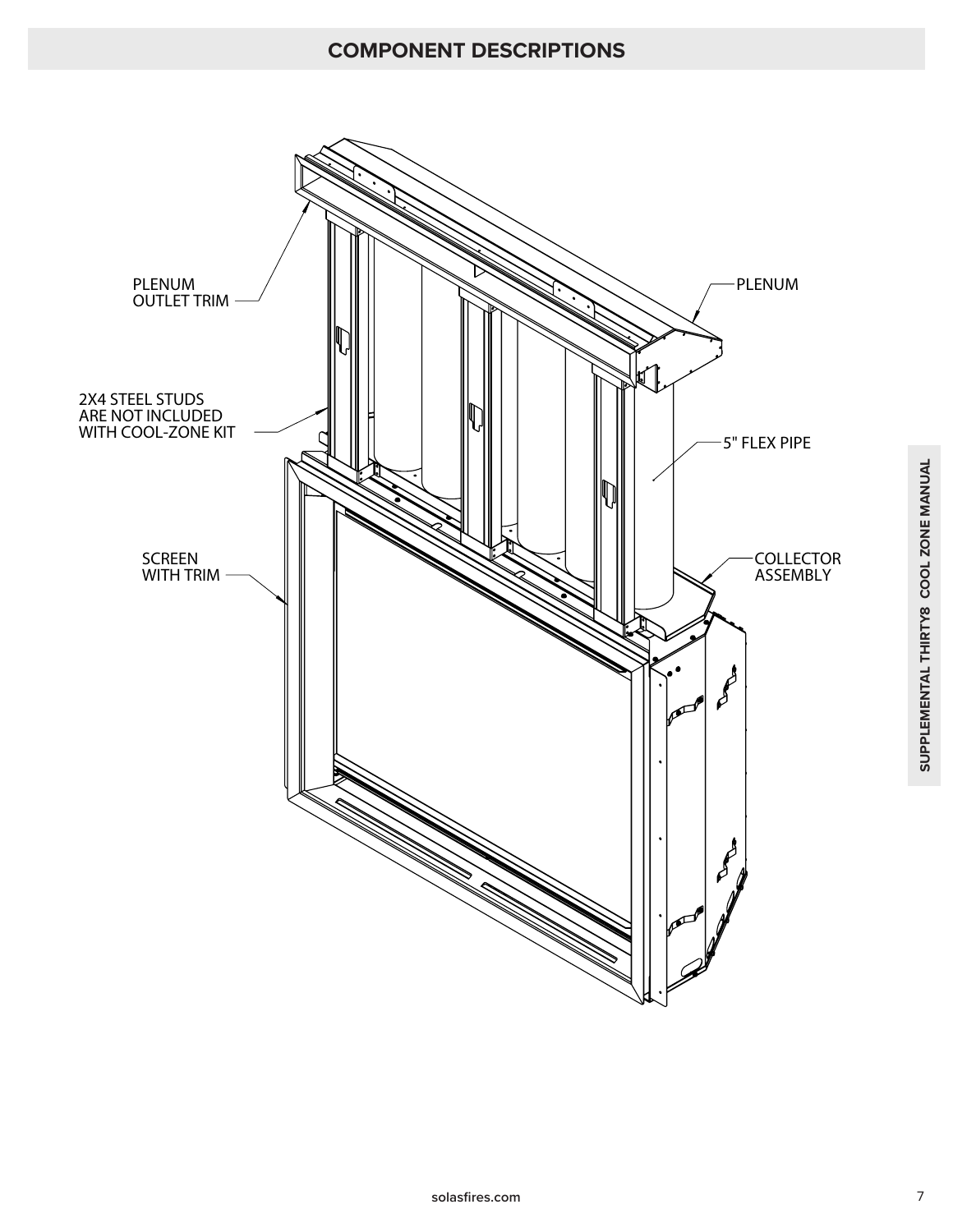## COMPONENT DESCRIPTIONS

PLENUM OUTLET TRIM

PLENUM

2X4 STEEL STUDS ARE NOT INCLUDED WITH COOL-ZONE KIT

5" FLEX PIPE

SCREEN WITH TRIM

COLLECTOR ASSEMBLY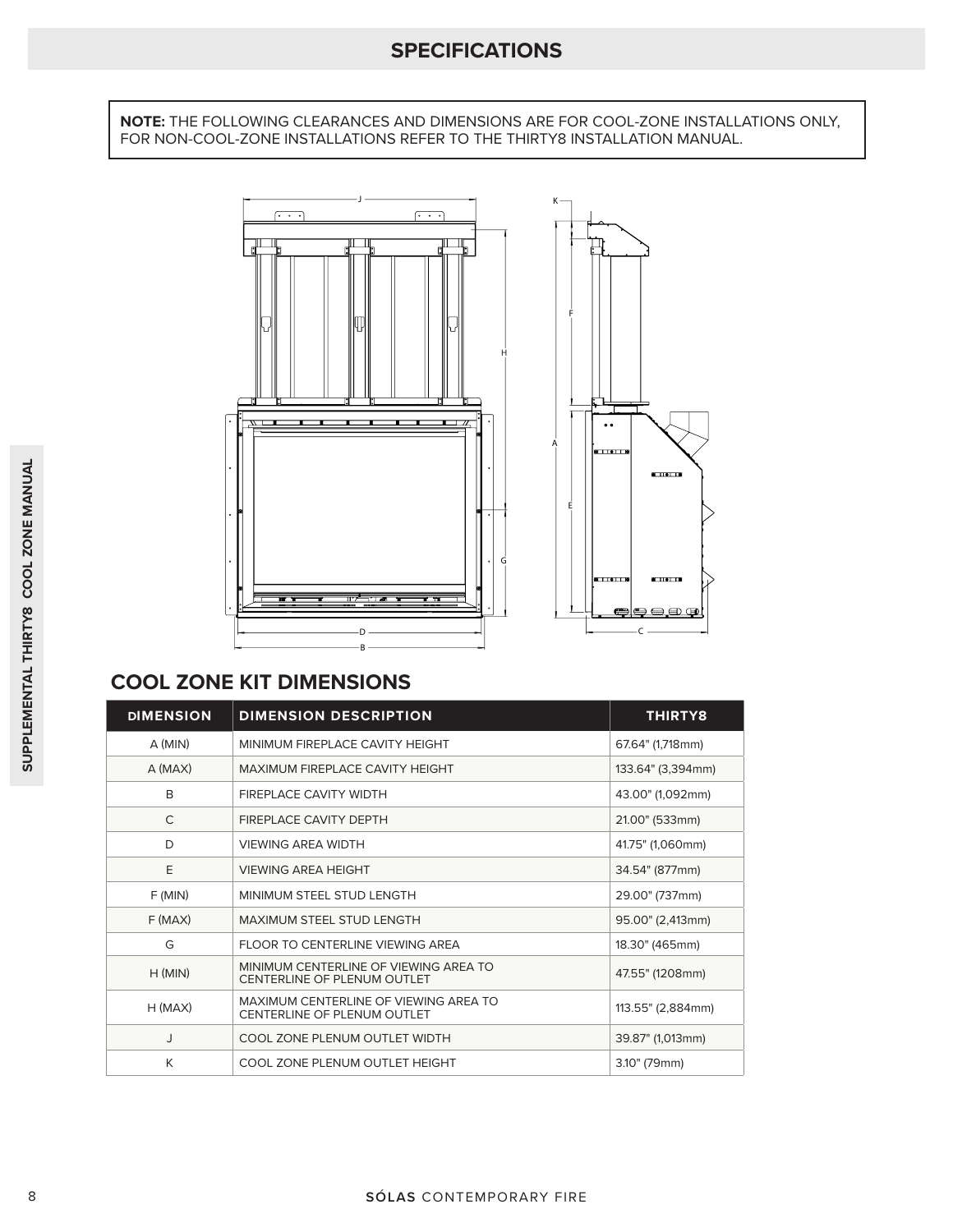# SPECIFICATIONS

**NOTE:** THE FOLLOWING CLEARANCES AND DIMENSIONS ARE FOR COOL-ZONE INSTALLATIONS ONLY, FOR NON-COOL-ZONE INSTALLATIONS REFER TO THE THIRTY8 INSTALLATION MANUAL.

## COOL ZONE KIT DIMENSIONS

| DIMENSION | DIMENSION DESCRIPTION | THIRTY8 |
|---|---|---|
| A (MIN) | MINIMUM FIREPLACE CAVITY HEIGHT | 67.64" (1,718mm) |
| A (MAX) | MAXIMUM FIREPLACE CAVITY HEIGHT | 133.64" (3,394mm) |
| B | FIREPLACE CAVITY WIDTH | 43.00" (1,092mm) |
| C | FIREPLACE CAVITY DEPTH | 21.00" (533mm) |
| D | VIEWING AREA WIDTH | 41.75" (1,060mm) |
| E | VIEWING AREA HEIGHT | 34.54" (877mm) |
| F (MIN) | MINIMUM STEEL STUD LENGTH | 29.00" (737mm) |
| F (MAX) | MAXIMUM STEEL STUD LENGTH | 95.00" (2,413mm) |
| G | FLOOR TO CENTERLINE VIEWING AREA | 18.30" (465mm) |
| H (MIN) | MINIMUM CENTERLINE OF VIEWING AREA TO CENTERLINE OF PLENUM OUTLET | 47.55" (1208mm) |
| H (MAX) | MAXIMUM CENTERLINE OF VIEWING AREA TO CENTERLINE OF PLENUM OUTLET | 113.55" (2,884mm) |
| J | COOL ZONE PLENUM OUTLET WIDTH | 39.87" (1,013mm) |
| K | COOL ZONE PLENUM OUTLET HEIGHT | 3.10" (79mm) |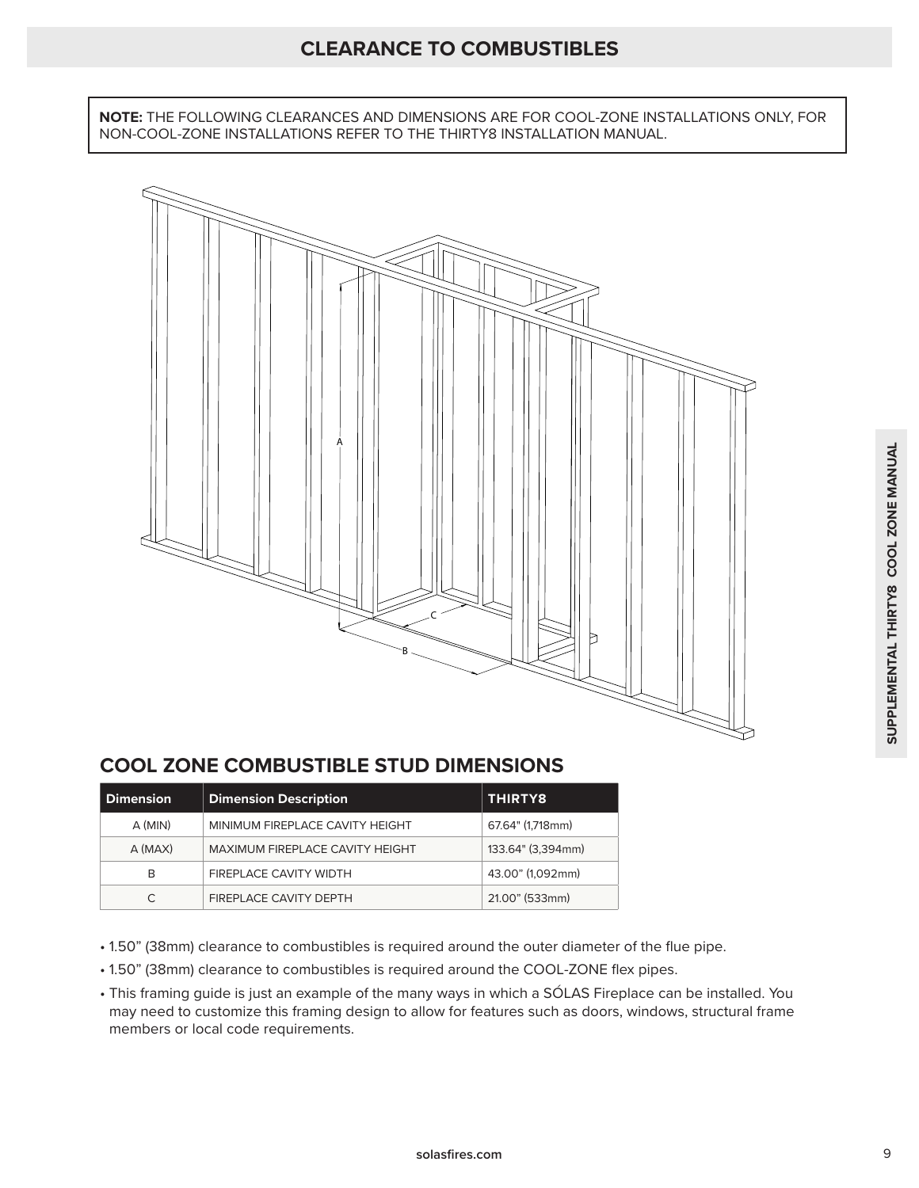# CLEARANCE TO COMBUSTIBLES

**NOTE:** THE FOLLOWING CLEARANCES AND DIMENSIONS ARE FOR COOL-ZONE INSTALLATIONS ONLY, FOR NON-COOL-ZONE INSTALLATIONS REFER TO THE THIRTY8 INSTALLATION MANUAL.

## COOL ZONE COMBUSTIBLE STUD DIMENSIONS

| Dimension | Dimension Description | THIRTY8 |
|---|---|---|
| A (MIN) | MINIMUM FIREPLACE CAVITY HEIGHT | 67.64" (1,718mm) |
| A (MAX) | MAXIMUM FIREPLACE CAVITY HEIGHT | 133.64" (3,394mm) |
| B | FIREPLACE CAVITY WIDTH | 43.00" (1,092mm) |
| C | FIREPLACE CAVITY DEPTH | 21.00" (533mm) |

- 1.50" (38mm) clearance to combustibles is required around the outer diameter of the flue pipe.
- 1.50" (38mm) clearance to combustibles is required around the COOL-ZONE flex pipes.
- This framing guide is just an example of the many ways in which a SÓLAS Fireplace can be installed. You may need to customize this framing design to allow for features such as doors, windows, structural frame members or local code requirements.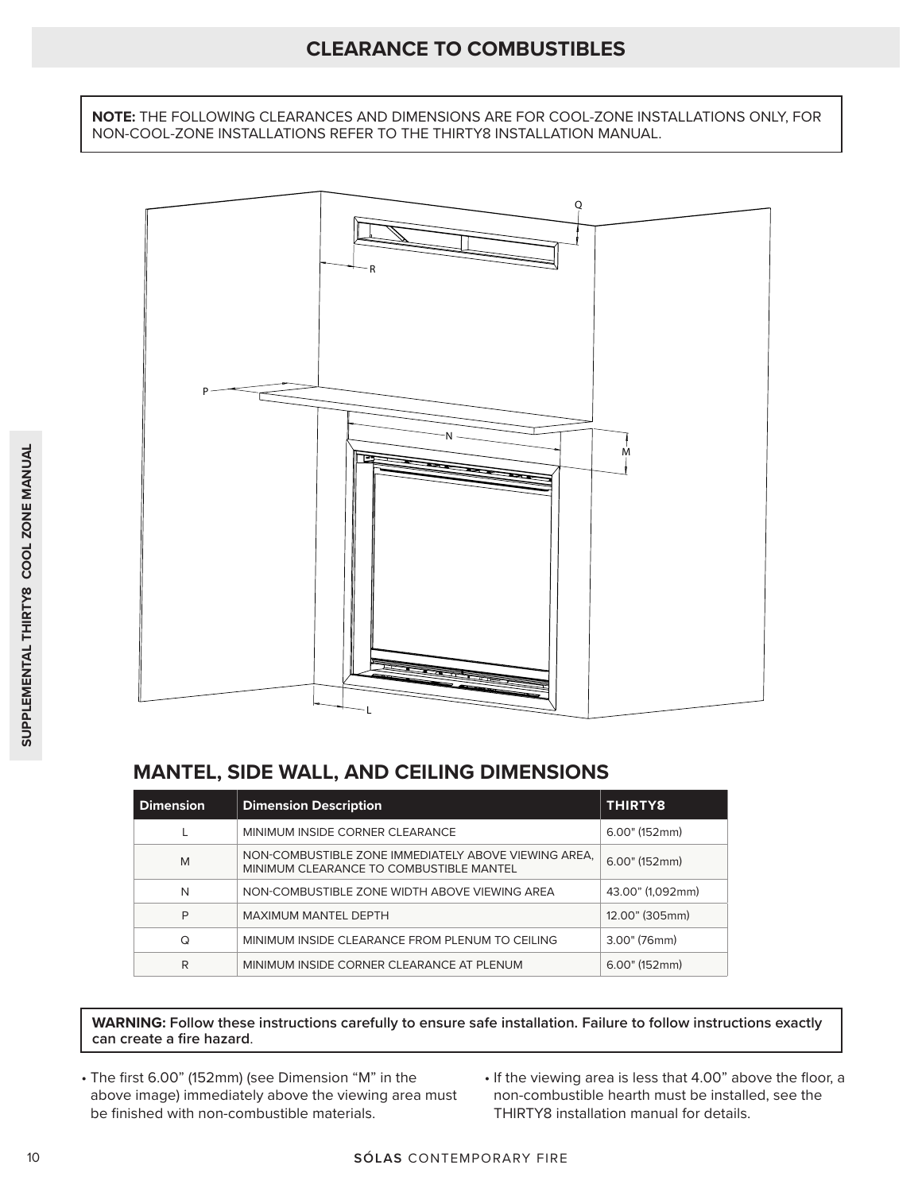# CLEARANCE TO COMBUSTIBLES

**NOTE:** THE FOLLOWING CLEARANCES AND DIMENSIONS ARE FOR COOL-ZONE INSTALLATIONS ONLY, FOR NON-COOL-ZONE INSTALLATIONS REFER TO THE THIRTY8 INSTALLATION MANUAL.

## MANTEL, SIDE WALL, AND CEILING DIMENSIONS

| Dimension | Dimension Description | THIRTY8 |
|---|---|---|
| L | MINIMUM INSIDE CORNER CLEARANCE | 6.00" (152mm) |
| M | NON-COMBUSTIBLE ZONE IMMEDIATELY ABOVE VIEWING AREA, MINIMUM CLEARANCE TO COMBUSTIBLE MANTEL | 6.00" (152mm) |
| N | NON-COMBUSTIBLE ZONE WIDTH ABOVE VIEWING AREA | 43.00” (1,092mm) |
| P | MAXIMUM MANTEL DEPTH | 12.00” (305mm) |
| Q | MINIMUM INSIDE CLEARANCE FROM PLENUM TO CEILING | 3.00" (76mm) |
| R | MINIMUM INSIDE CORNER CLEARANCE AT PLENUM | 6.00" (152mm) |

**WARNING: Follow these instructions carefully to ensure safe installation. Failure to follow instructions exactly can create a fire hazard**.

- The first 6.00” (152mm) (see Dimension “M” in the above image) immediately above the viewing area must be finished with non-combustible materials.
- If the viewing area is less that 4.00” above the floor, a non-combustible hearth must be installed, see the THIRTY8 installation manual for details.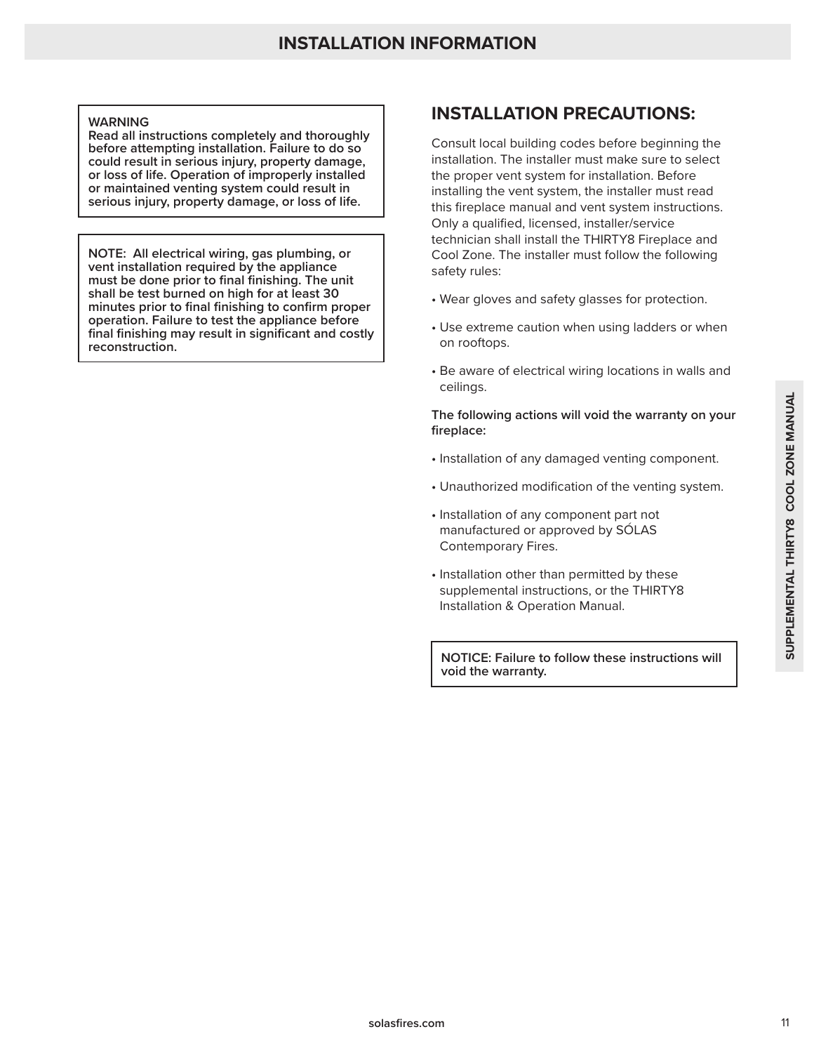# INSTALLATION INFORMATION

**WARNING**
**Read all instructions completely and thoroughly before attempting installation. Failure to do so could result in serious injury, property damage, or loss of life. Operation of improperly installed or maintained venting system could result in serious injury, property damage, or loss of life.**

**NOTE: All electrical wiring, gas plumbing, or vent installation required by the appliance must be done prior to final finishing. The unit shall be test burned on high for at least 30 minutes prior to final finishing to confirm proper operation. Failure to test the appliance before final finishing may result in significant and costly reconstruction.**

## INSTALLATION PRECAUTIONS:

Consult local building codes before beginning the installation. The installer must make sure to select the proper vent system for installation. Before installing the vent system, the installer must read this fireplace manual and vent system instructions. Only a qualified, licensed, installer/service technician shall install the THIRTY8 Fireplace and Cool Zone. The installer must follow the following safety rules:

- Wear gloves and safety glasses for protection.
- Use extreme caution when using ladders or when on rooftops.
- Be aware of electrical wiring locations in walls and ceilings.

**The following actions will void the warranty on your fireplace:**

- Installation of any damaged venting component.
- Unauthorized modification of the venting system.
- Installation of any component part not manufactured or approved by SÓLAS Contemporary Fires.
- Installation other than permitted by these supplemental instructions, or the THIRTY8 Installation & Operation Manual.

**NOTICE: Failure to follow these instructions will void the warranty.**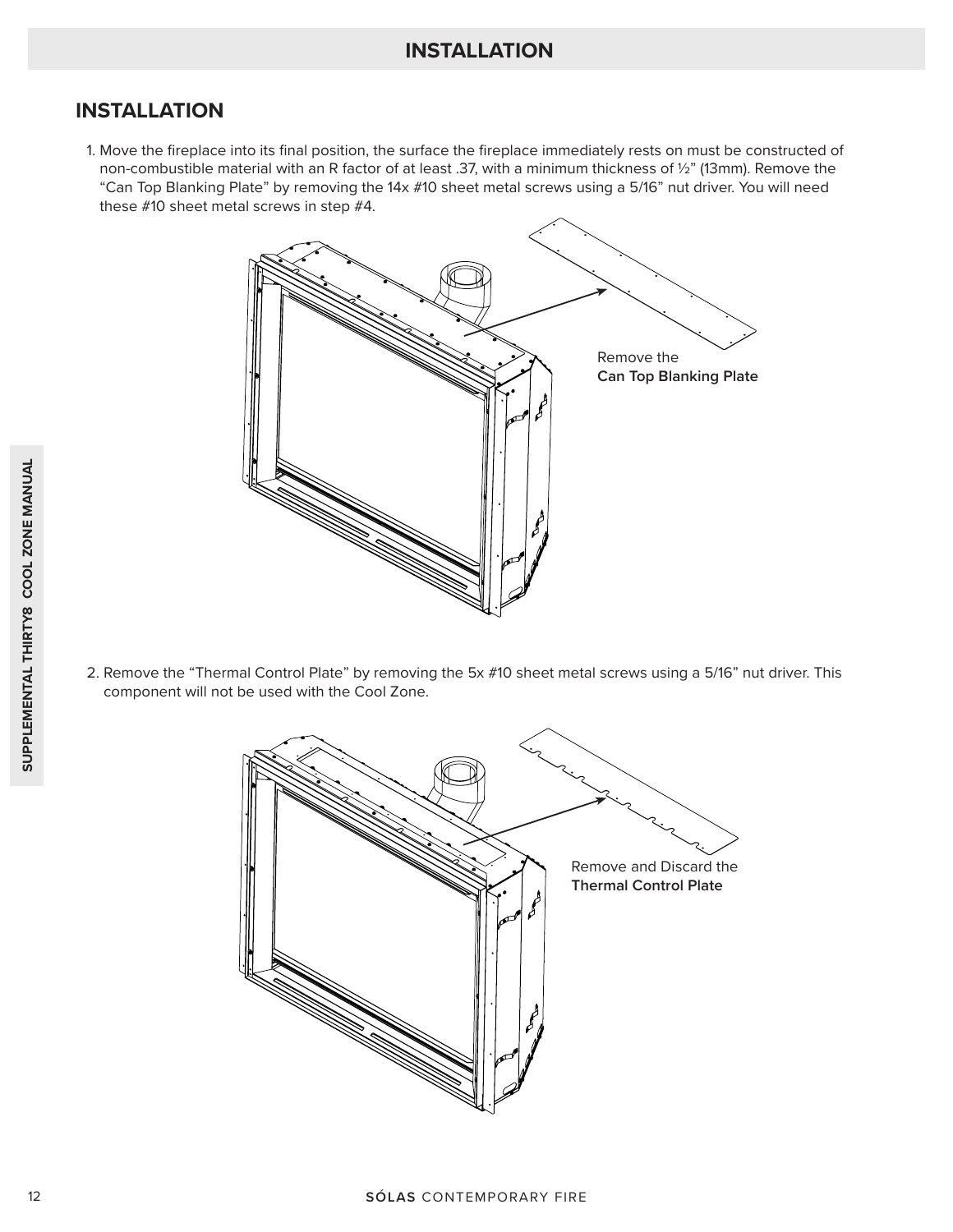## INSTALLATION

1. Move the fireplace into its final position, the surface the fireplace immediately rests on must be constructed of non-combustible material with an R factor of at least .37, with a minimum thickness of ½" (13mm). Remove the "Can Top Blanking Plate" by removing the 14x #10 sheet metal screws using a 5/16" nut driver. You will need these #10 sheet metal screws in step #4.

Remove the **Can Top Blanking Plate**

2. Remove the "Thermal Control Plate" by removing the 5x #10 sheet metal screws using a 5/16" nut driver. This component will not be used with the Cool Zone.

Remove and Discard the **Thermal Control Plate**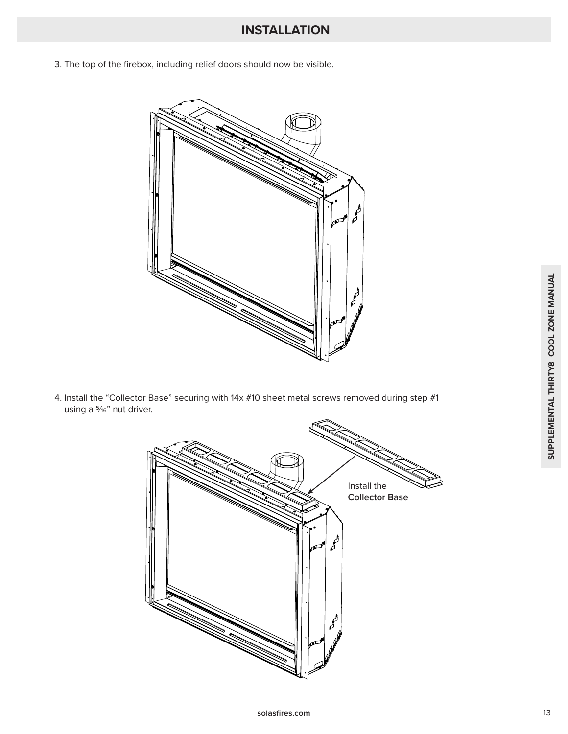## INSTALLATION

3. The top of the firebox, including relief doors should now be visible.

4. Install the "Collector Base" securing with 14x #10 sheet metal screws removed during step #1 using a 5⁄16" nut driver.

Install the **Collector Base**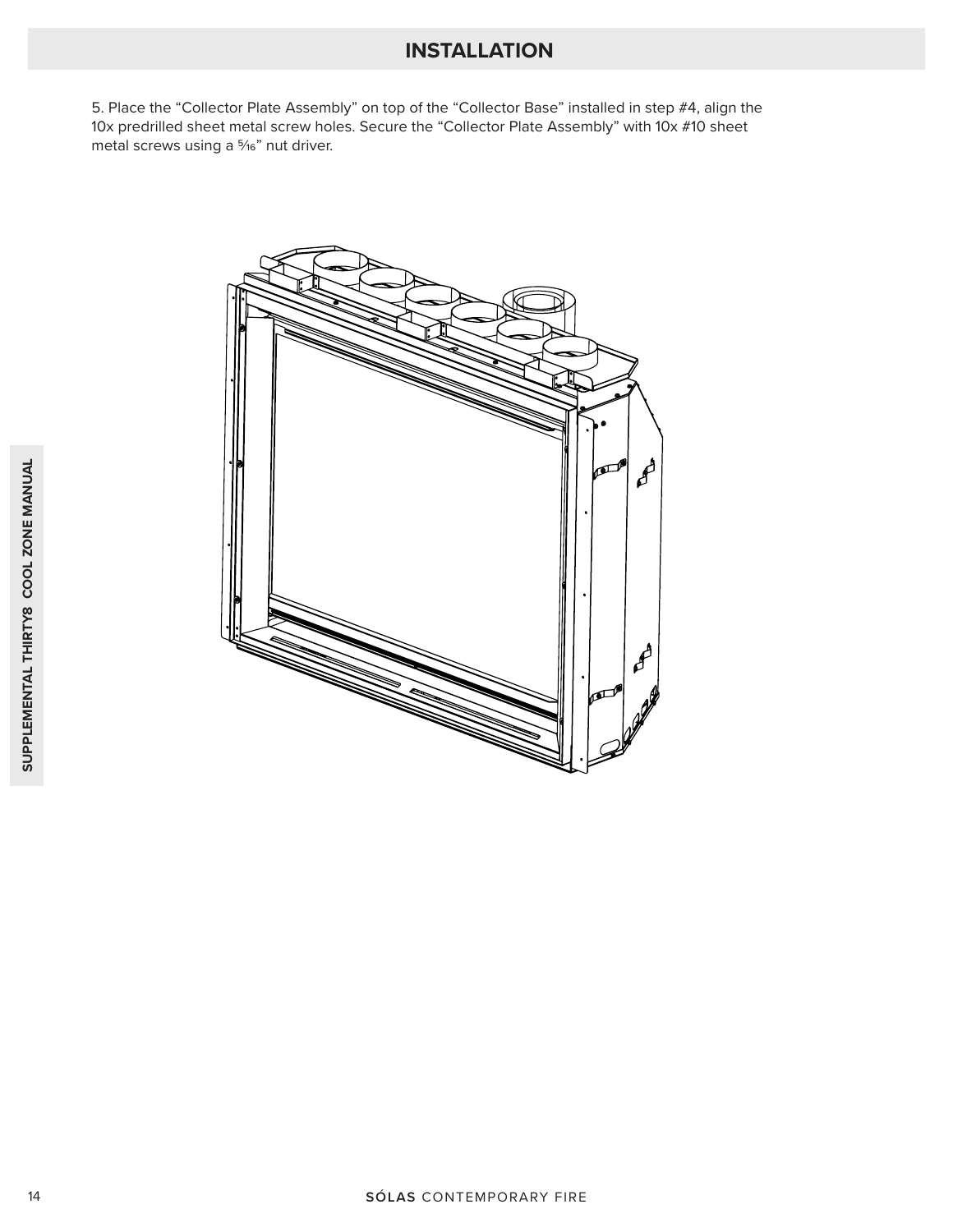## INSTALLATION

5. Place the "Collector Plate Assembly" on top of the "Collector Base" installed in step #4, align the 10x predrilled sheet metal screw holes. Secure the "Collector Plate Assembly" with 10x #10 sheet metal screws using a 5⁄16" nut driver.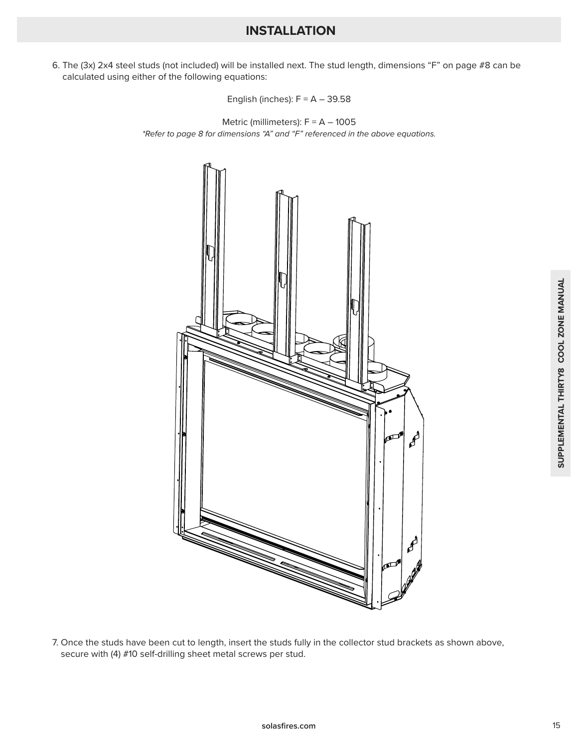# INSTALLATION

6. The (3x) 2x4 steel studs (not included) will be installed next. The stud length, dimensions “F” on page #8 can be calculated using either of the following equations:

English (inches): $F = A - 39.58$

Metric (millimeters): $F = A - 1005$

*\*Refer to page 8 for dimensions “A” and “F” referenced in the above equations.*

7. Once the studs have been cut to length, insert the studs fully in the collector stud brackets as shown above, secure with (4) #10 self-drilling sheet metal screws per stud.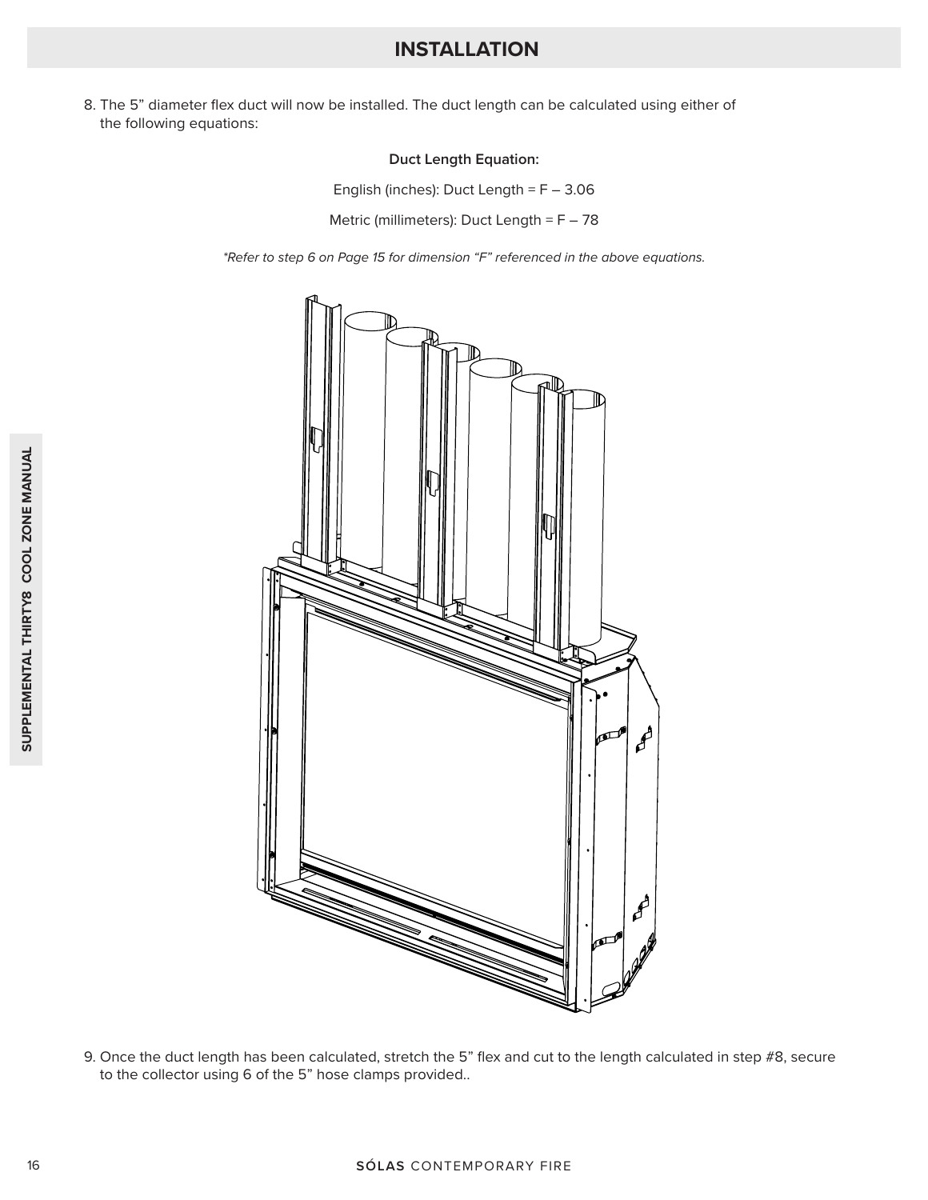## INSTALLATION

8. The 5” diameter flex duct will now be installed. The duct length can be calculated using either of the following equations:

**Duct Length Equation:**

English (inches): Duct Length = F – 3.06

Metric (millimeters): Duct Length = F – 78

*\*Refer to step 6 on Page 15 for dimension “F” referenced in the above equations.*

9. Once the duct length has been calculated, stretch the 5” flex and cut to the length calculated in step #8, secure to the collector using 6 of the 5” hose clamps provided..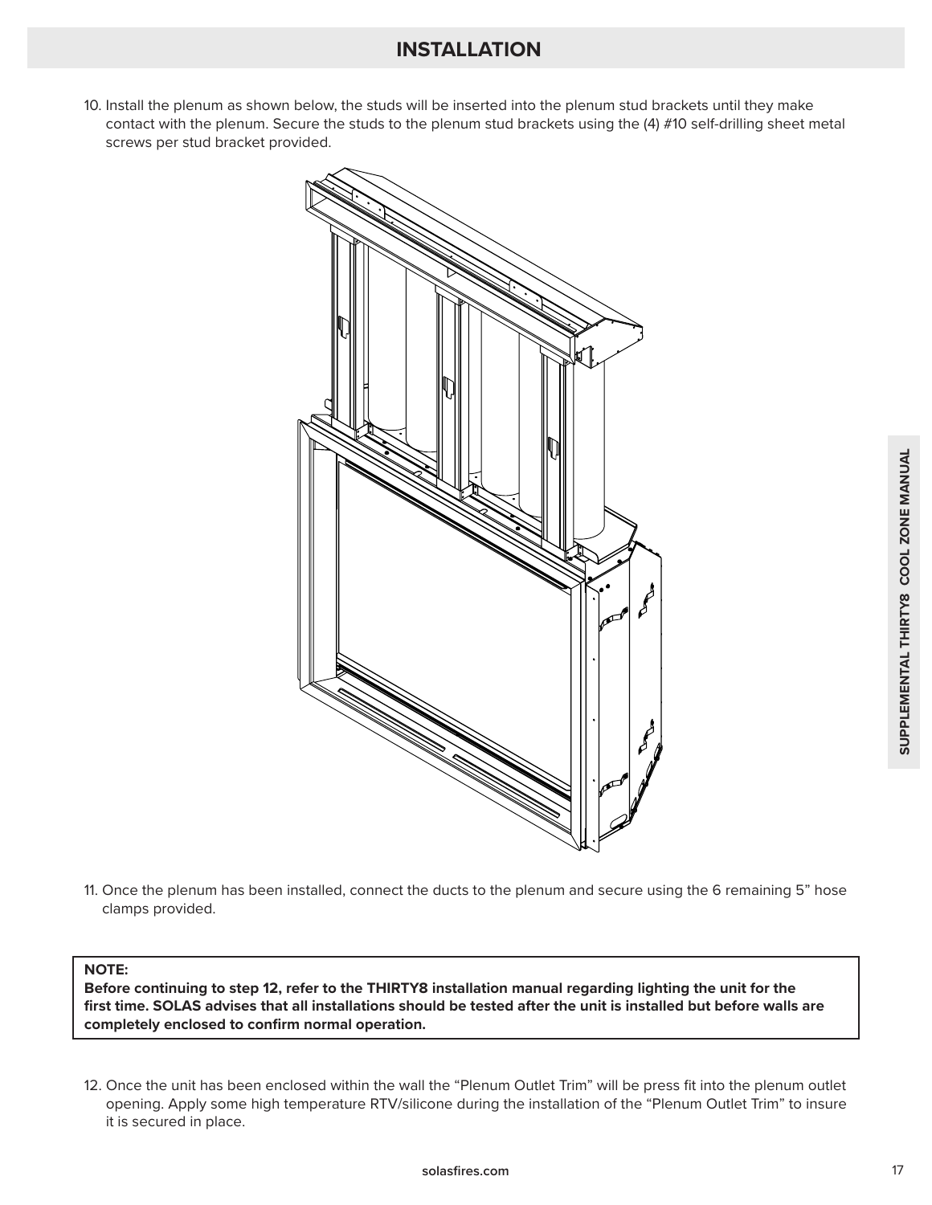# INSTALLATION

10. Install the plenum as shown below, the studs will be inserted into the plenum stud brackets until they make contact with the plenum. Secure the studs to the plenum stud brackets using the (4) #10 self-drilling sheet metal screws per stud bracket provided.

11. Once the plenum has been installed, connect the ducts to the plenum and secure using the 6 remaining 5" hose clamps provided.

> **NOTE:**
> **Before continuing to step 12, refer to the THIRTY8 installation manual regarding lighting the unit for the first time. SOLAS advises that all installations should be tested after the unit is installed but before walls are completely enclosed to confirm normal operation.**

12. Once the unit has been enclosed within the wall the "Plenum Outlet Trim" will be press fit into the plenum outlet opening. Apply some high temperature RTV/silicone during the installation of the "Plenum Outlet Trim" to insure it is secured in place.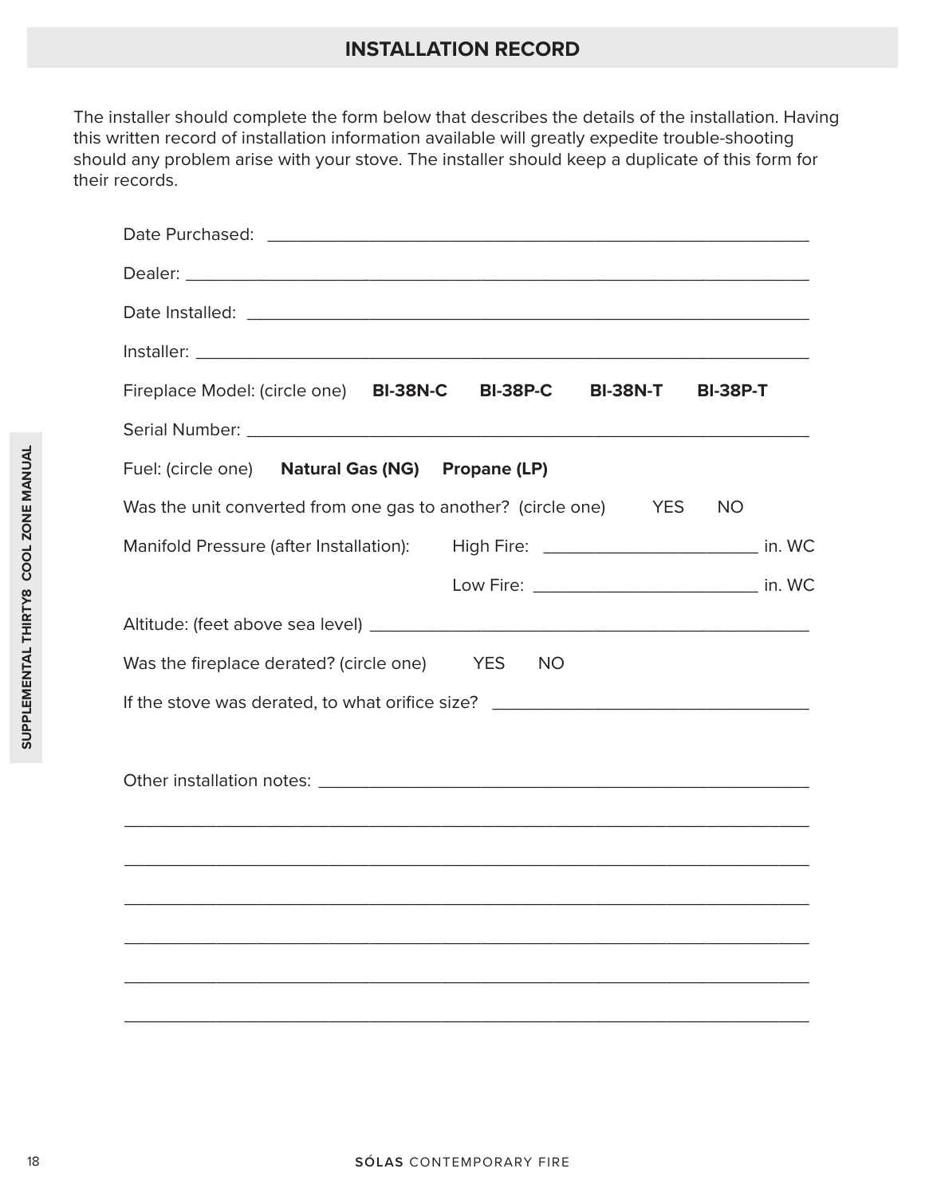## INSTALLATION RECORD

The installer should complete the form below that describes the details of the installation. Having this written record of installation information available will greatly expedite trouble-shooting should any problem arise with your stove. The installer should keep a duplicate of this form for their records.

Date Purchased: ____________________________________________________________

Dealer: ___________________________________________________________________

Date Installed: ______________________________________________________________

Installer: __________________________________________________________________

Fireplace Model: (circle one) **BI-38N-C** **BI-38P-C** **BI-38N-T** **BI-38P-T**

Serial Number: _____________________________________________________________

Fuel: (circle one) **Natural Gas (NG)** **Propane (LP)**

Was the unit converted from one gas to another? (circle one) YES NO

Manifold Pressure (after Installation): High Fire: ______________________ in. WC

Low Fire: ______________________ in. WC

Altitude: (feet above sea level) ___________________________________________

Was the fireplace derated? (circle one) YES NO

If the stove was derated, to what orifice size? ________________________________

Other installation notes: ____________________________________________________

__________________________________________________________________________

__________________________________________________________________________

__________________________________________________________________________

__________________________________________________________________________

__________________________________________________________________________

__________________________________________________________________________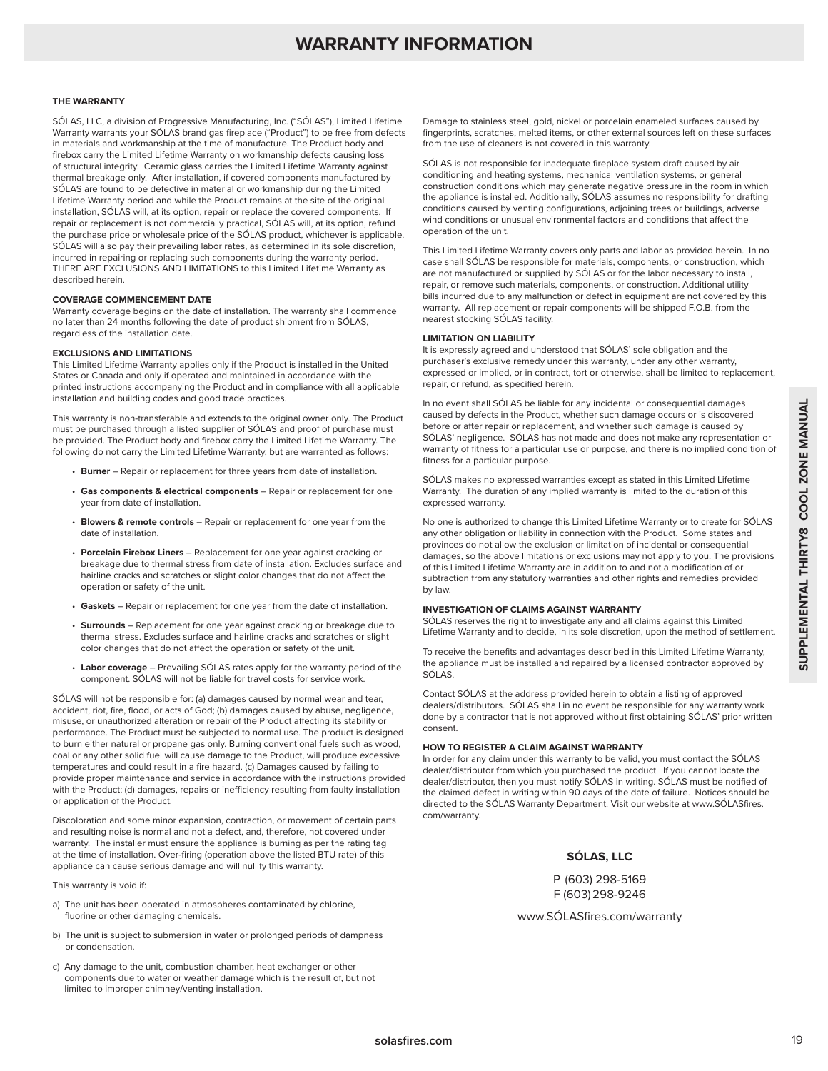# WARRANTY INFORMATION

**THE WARRANTY**

SÓLAS, LLC, a division of Progressive Manufacturing, Inc. ("SÓLAS"), Limited Lifetime Warranty warrants your SÓLAS brand gas fireplace ("Product") to be free from defects in materials and workmanship at the time of manufacture. The Product body and firebox carry the Limited Lifetime Warranty on workmanship defects causing loss of structural integrity. Ceramic glass carries the Limited Lifetime Warranty against thermal breakage only. After installation, if covered components manufactured by SÓLAS are found to be defective in material or workmanship during the Limited Lifetime Warranty period and while the Product remains at the site of the original installation, SÓLAS will, at its option, repair or replace the covered components. If repair or replacement is not commercially practical, SÓLAS will, at its option, refund the purchase price or wholesale price of the SÓLAS product, whichever is applicable. SÓLAS will also pay their prevailing labor rates, as determined in its sole discretion, incurred in repairing or replacing such components during the warranty period. THERE ARE EXCLUSIONS AND LIMITATIONS to this Limited Lifetime Warranty as described herein.

**COVERAGE COMMENCEMENT DATE**

Warranty coverage begins on the date of installation. The warranty shall commence no later than 24 months following the date of product shipment from SÓLAS, regardless of the installation date.

**EXCLUSIONS AND LIMITATIONS**

This Limited Lifetime Warranty applies only if the Product is installed in the United States or Canada and only if operated and maintained in accordance with the printed instructions accompanying the Product and in compliance with all applicable installation and building codes and good trade practices.

This warranty is non-transferable and extends to the original owner only. The Product must be purchased through a listed supplier of SÓLAS and proof of purchase must be provided. The Product body and firebox carry the Limited Lifetime Warranty. The following do not carry the Limited Lifetime Warranty, but are warranted as follows:

- **Burner** – Repair or replacement for three years from date of installation.
- **Gas components & electrical components** – Repair or replacement for one year from date of installation.
- **Blowers & remote controls** – Repair or replacement for one year from the date of installation.
- **Porcelain Firebox Liners** – Replacement for one year against cracking or breakage due to thermal stress from date of installation. Excludes surface and hairline cracks and scratches or slight color changes that do not affect the operation or safety of the unit.
- **Gaskets** – Repair or replacement for one year from the date of installation.
- **Surrounds** – Replacement for one year against cracking or breakage due to thermal stress. Excludes surface and hairline cracks and scratches or slight color changes that do not affect the operation or safety of the unit.
- **Labor coverage** – Prevailing SÓLAS rates apply for the warranty period of the component. SÓLAS will not be liable for travel costs for service work.

SÓLAS will not be responsible for: (a) damages caused by normal wear and tear, accident, riot, fire, flood, or acts of God; (b) damages caused by abuse, negligence, misuse, or unauthorized alteration or repair of the Product affecting its stability or performance. The Product must be subjected to normal use. The product is designed to burn either natural or propane gas only. Burning conventional fuels such as wood, coal or any other solid fuel will cause damage to the Product, will produce excessive temperatures and could result in a fire hazard. (c) Damages caused by failing to provide proper maintenance and service in accordance with the instructions provided with the Product; (d) damages, repairs or inefficiency resulting from faulty installation or application of the Product.

Discoloration and some minor expansion, contraction, or movement of certain parts and resulting noise is normal and not a defect, and, therefore, not covered under warranty. The installer must ensure the appliance is burning as per the rating tag at the time of installation. Over-firing (operation above the listed BTU rate) of this appliance can cause serious damage and will nullify this warranty.

This warranty is void if:

a) The unit has been operated in atmospheres contaminated by chlorine, fluorine or other damaging chemicals.

b) The unit is subject to submersion in water or prolonged periods of dampness or condensation.

c) Any damage to the unit, combustion chamber, heat exchanger or other components due to water or weather damage which is the result of, but not limited to improper chimney/venting installation.

Damage to stainless steel, gold, nickel or porcelain enameled surfaces caused by fingerprints, scratches, melted items, or other external sources left on these surfaces from the use of cleaners is not covered in this warranty.

SÓLAS is not responsible for inadequate fireplace system draft caused by air conditioning and heating systems, mechanical ventilation systems, or general construction conditions which may generate negative pressure in the room in which the appliance is installed. Additionally, SÓLAS assumes no responsibility for drafting conditions caused by venting configurations, adjoining trees or buildings, adverse wind conditions or unusual environmental factors and conditions that affect the operation of the unit.

This Limited Lifetime Warranty covers only parts and labor as provided herein. In no case shall SÓLAS be responsible for materials, components, or construction, which are not manufactured or supplied by SÓLAS or for the labor necessary to install, repair, or remove such materials, components, or construction. Additional utility bills incurred due to any malfunction or defect in equipment are not covered by this warranty. All replacement or repair components will be shipped F.O.B. from the nearest stocking SÓLAS facility.

**LIMITATION ON LIABILITY**

It is expressly agreed and understood that SÓLAS' sole obligation and the purchaser's exclusive remedy under this warranty, under any other warranty, expressed or implied, or in contract, tort or otherwise, shall be limited to replacement, repair, or refund, as specified herein.

In no event shall SÓLAS be liable for any incidental or consequential damages caused by defects in the Product, whether such damage occurs or is discovered before or after repair or replacement, and whether such damage is caused by SÓLAS' negligence. SÓLAS has not made and does not make any representation or warranty of fitness for a particular use or purpose, and there is no implied condition of fitness for a particular purpose.

SÓLAS makes no expressed warranties except as stated in this Limited Lifetime Warranty. The duration of any implied warranty is limited to the duration of this expressed warranty.

No one is authorized to change this Limited Lifetime Warranty or to create for SÓLAS any other obligation or liability in connection with the Product. Some states and provinces do not allow the exclusion or limitation of incidental or consequential damages, so the above limitations or exclusions may not apply to you. The provisions of this Limited Lifetime Warranty are in addition to and not a modification of or subtraction from any statutory warranties and other rights and remedies provided by law.

**INVESTIGATION OF CLAIMS AGAINST WARRANTY**

SÓLAS reserves the right to investigate any and all claims against this Limited Lifetime Warranty and to decide, in its sole discretion, upon the method of settlement.

To receive the benefits and advantages described in this Limited Lifetime Warranty, the appliance must be installed and repaired by a licensed contractor approved by SÓLAS.

Contact SÓLAS at the address provided herein to obtain a listing of approved dealers/distributors. SÓLAS shall in no event be responsible for any warranty work done by a contractor that is not approved without first obtaining SÓLAS' prior written consent.

**HOW TO REGISTER A CLAIM AGAINST WARRANTY**

In order for any claim under this warranty to be valid, you must contact the SÓLAS dealer/distributor from which you purchased the product. If you cannot locate the dealer/distributor, then you must notify SÓLAS in writing. SÓLAS must be notified of the claimed defect in writing within 90 days of the date of failure. Notices should be directed to the SÓLAS Warranty Department. Visit our website at www.SÓLASfires.com/warranty.

**SÓLAS, LLC**

P (603) 298-5169
F (603) 298-9246

www.SÓLASfires.com/warranty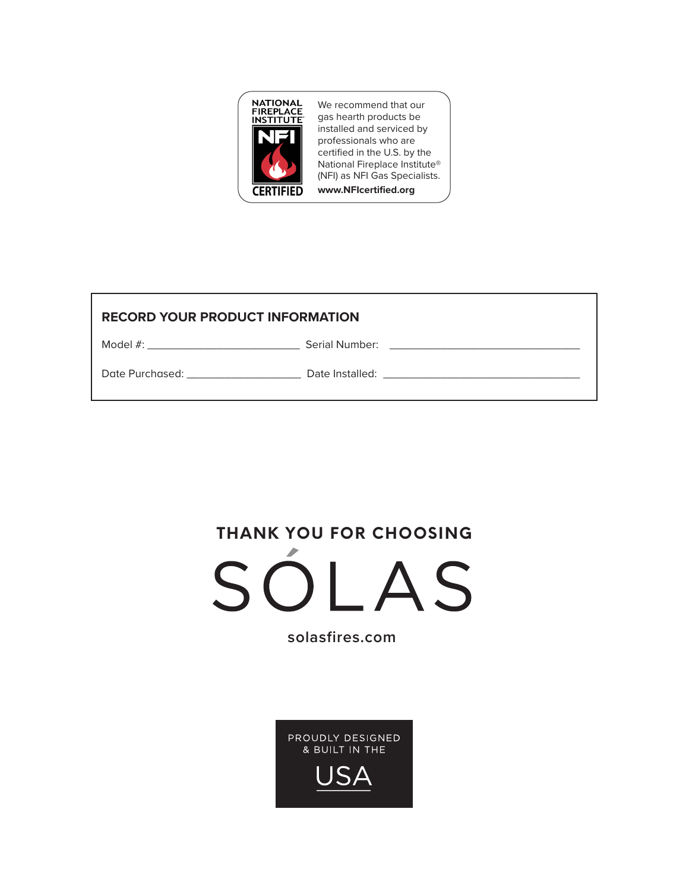NATIONAL FIREPLACE INSTITUTE
NFI
CERTIFIED

We recommend that our gas hearth products be installed and serviced by professionals who are certified in the U.S. by the National Fireplace Institute® (NFI) as NFI Gas Specialists.

**www.NFIcertified.org**

## RECORD YOUR PRODUCT INFORMATION

Model #: ____________________________ Serial Number: ____________________________________

Date Purchased: _____________________ Date Installed: ____________________________________

## THANK YOU FOR CHOOSING

# SÓLAS

solasfires.com

PROUDLY DESIGNED & BUILT IN THE USA